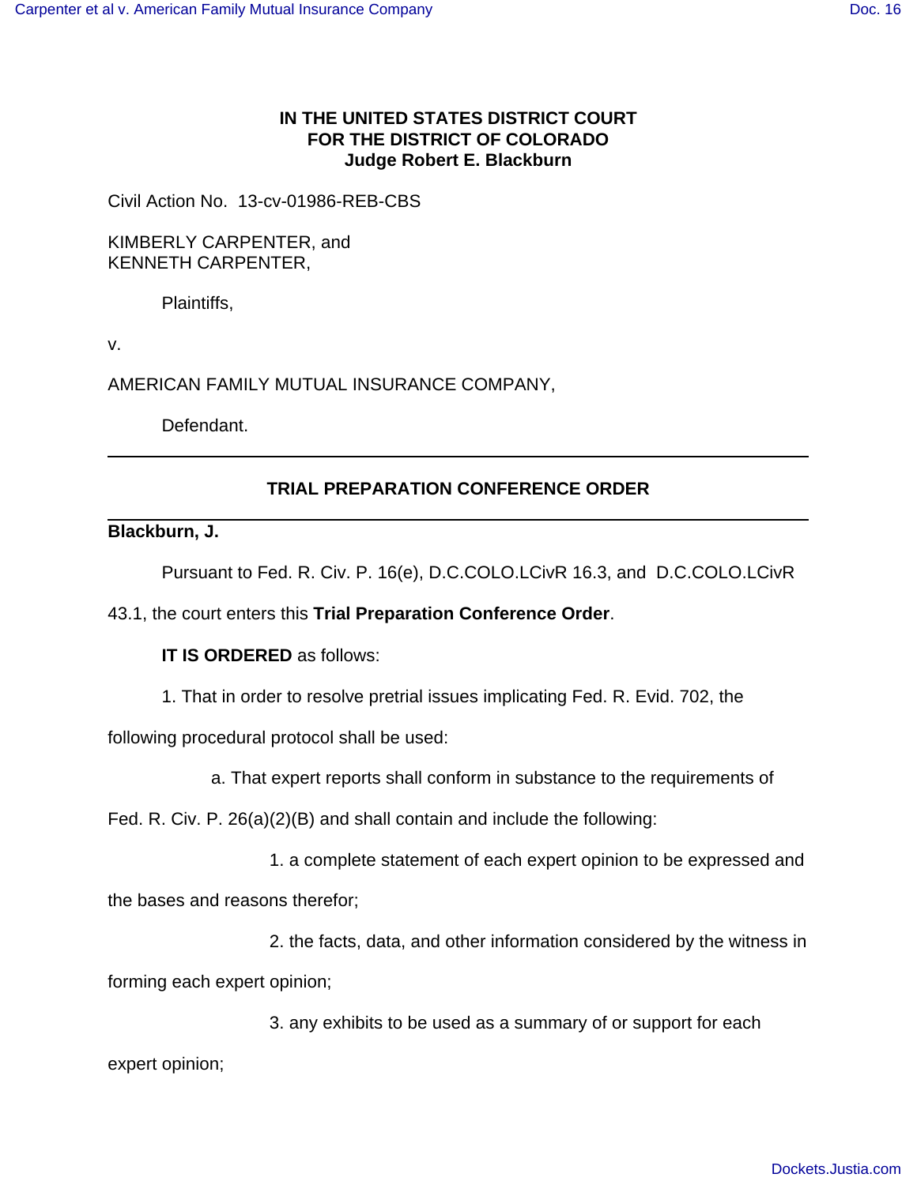**IN THE UNITED STATES DISTRICT COURT**
**FOR THE DISTRICT OF COLORADO**
**Judge Robert E. Blackburn**

Civil Action No. 13-cv-01986-REB-CBS

KIMBERLY CARPENTER, and
KENNETH CARPENTER,

Plaintiffs,

v.

AMERICAN FAMILY MUTUAL INSURANCE COMPANY,

Defendant.

---

## TRIAL PREPARATION CONFERENCE ORDER

---

**Blackburn, J.**

Pursuant to Fed. R. Civ. P. 16(e), D.C.COLO.LCivR 16.3, and D.C.COLO.LCivR 43.1, the court enters this **Trial Preparation Conference Order**.

**IT IS ORDERED** as follows:

1. That in order to resolve pretrial issues implicating Fed. R. Evid. 702, the following procedural protocol shall be used:

a. That expert reports shall conform in substance to the requirements of Fed. R. Civ. P. 26(a)(2)(B) and shall contain and include the following:

1. a complete statement of each expert opinion to be expressed and the bases and reasons therefor;

2. the facts, data, and other information considered by the witness in forming each expert opinion;

3. any exhibits to be used as a summary of or support for each expert opinion;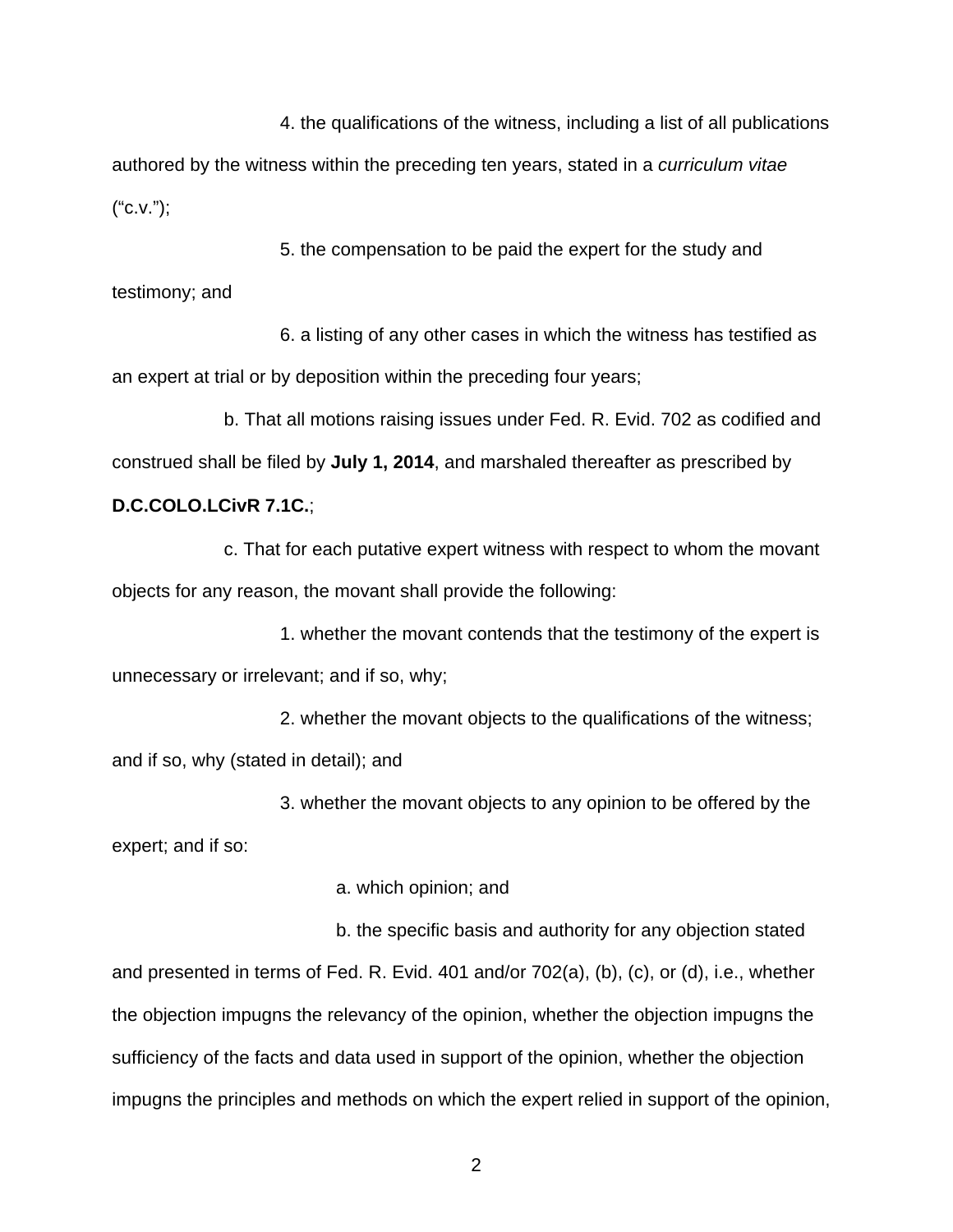4. the qualifications of the witness, including a list of all publications authored by the witness within the preceding ten years, stated in a *curriculum vitae* ("c.v.");

5. the compensation to be paid the expert for the study and testimony; and

6. a listing of any other cases in which the witness has testified as an expert at trial or by deposition within the preceding four years;

b. That all motions raising issues under Fed. R. Evid. 702 as codified and construed shall be filed by **July 1, 2014**, and marshaled thereafter as prescribed by **D.C.COLO.LCivR 7.1C.**;

c. That for each putative expert witness with respect to whom the movant objects for any reason, the movant shall provide the following:

1. whether the movant contends that the testimony of the expert is unnecessary or irrelevant; and if so, why;

2. whether the movant objects to the qualifications of the witness; and if so, why (stated in detail); and

3. whether the movant objects to any opinion to be offered by the expert; and if so:

a. which opinion; and

b. the specific basis and authority for any objection stated and presented in terms of Fed. R. Evid. 401 and/or 702(a), (b), (c), or (d), i.e., whether the objection impugns the relevancy of the opinion, whether the objection impugns the sufficiency of the facts and data used in support of the opinion, whether the objection impugns the principles and methods on which the expert relied in support of the opinion,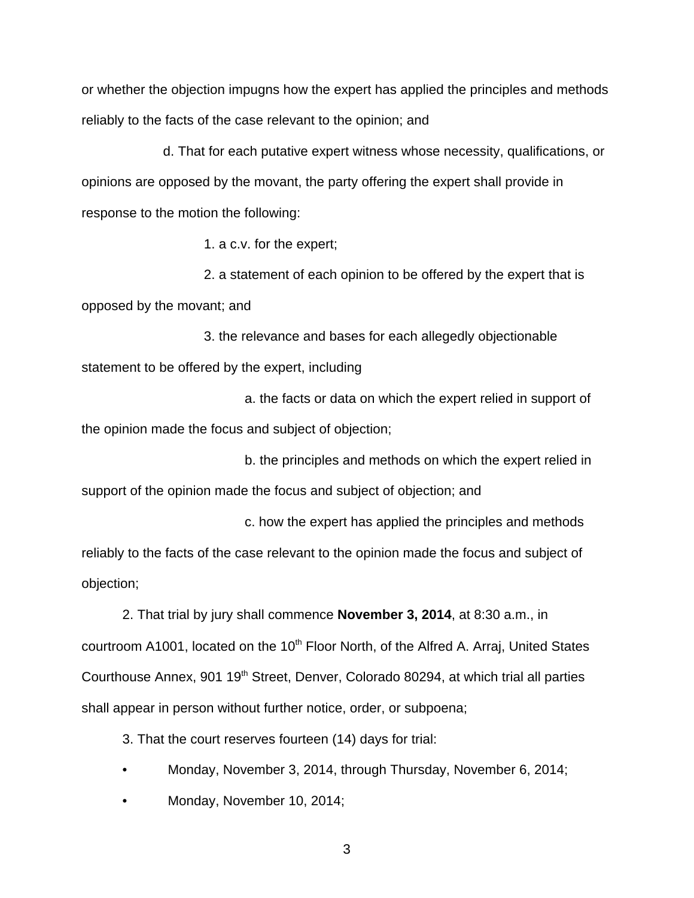or whether the objection impugns how the expert has applied the principles and methods reliably to the facts of the case relevant to the opinion; and

d. That for each putative expert witness whose necessity, qualifications, or opinions are opposed by the movant, the party offering the expert shall provide in response to the motion the following:

1. a c.v. for the expert;

2. a statement of each opinion to be offered by the expert that is opposed by the movant; and

3. the relevance and bases for each allegedly objectionable statement to be offered by the expert, including

a. the facts or data on which the expert relied in support of the opinion made the focus and subject of objection;

b. the principles and methods on which the expert relied in support of the opinion made the focus and subject of objection; and

c. how the expert has applied the principles and methods reliably to the facts of the case relevant to the opinion made the focus and subject of objection;

2. That trial by jury shall commence **November 3, 2014**, at 8:30 a.m., in courtroom A1001, located on the 10th Floor North, of the Alfred A. Arraj, United States Courthouse Annex, 901 19th Street, Denver, Colorado 80294, at which trial all parties shall appear in person without further notice, order, or subpoena;

3. That the court reserves fourteen (14) days for trial:

- Monday, November 3, 2014, through Thursday, November 6, 2014;
- Monday, November 10, 2014;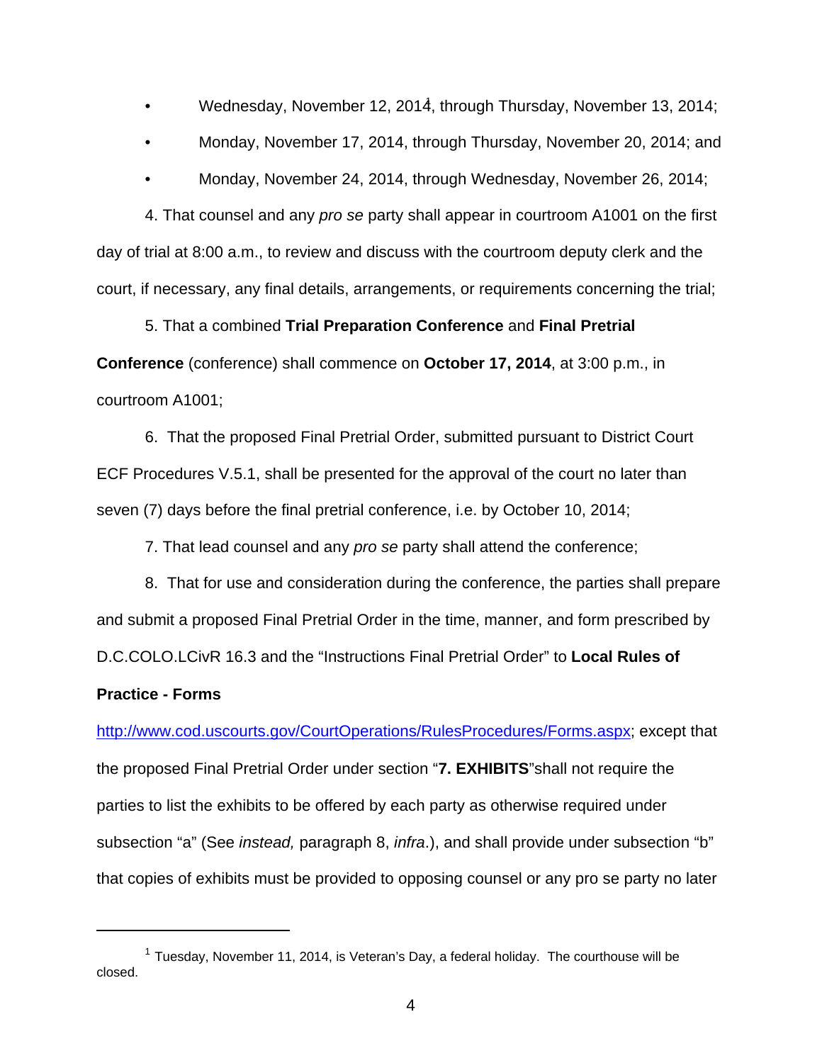- Wednesday, November 12, 2014[1], through Thursday, November 13, 2014;
- Monday, November 17, 2014, through Thursday, November 20, 2014; and
- Monday, November 24, 2014, through Wednesday, November 26, 2014;

4. That counsel and any *pro se* party shall appear in courtroom A1001 on the first day of trial at 8:00 a.m., to review and discuss with the courtroom deputy clerk and the court, if necessary, any final details, arrangements, or requirements concerning the trial;

5. That a combined **Trial Preparation Conference** and **Final Pretrial Conference** (conference) shall commence on **October 17, 2014**, at 3:00 p.m., in courtroom A1001;

6. That the proposed Final Pretrial Order, submitted pursuant to District Court ECF Procedures V.5.1, shall be presented for the approval of the court no later than seven (7) days before the final pretrial conference, i.e. by October 10, 2014;

7. That lead counsel and any *pro se* party shall attend the conference;

8. That for use and consideration during the conference, the parties shall prepare and submit a proposed Final Pretrial Order in the time, manner, and form prescribed by D.C.COLO.LCivR 16.3 and the "Instructions Final Pretrial Order" to **Local Rules of Practice - Forms**

http://www.cod.uscourts.gov/CourtOperations/RulesProcedures/Forms.aspx; except that the proposed Final Pretrial Order under section "**7. EXHIBITS**"shall not require the parties to list the exhibits to be offered by each party as otherwise required under subsection "a" (See *instead,* paragraph 8, *infra*.), and shall provide under subsection "b" that copies of exhibits must be provided to opposing counsel or any pro se party no later

---

[1] Tuesday, November 11, 2014, is Veteran's Day, a federal holiday. The courthouse will be closed.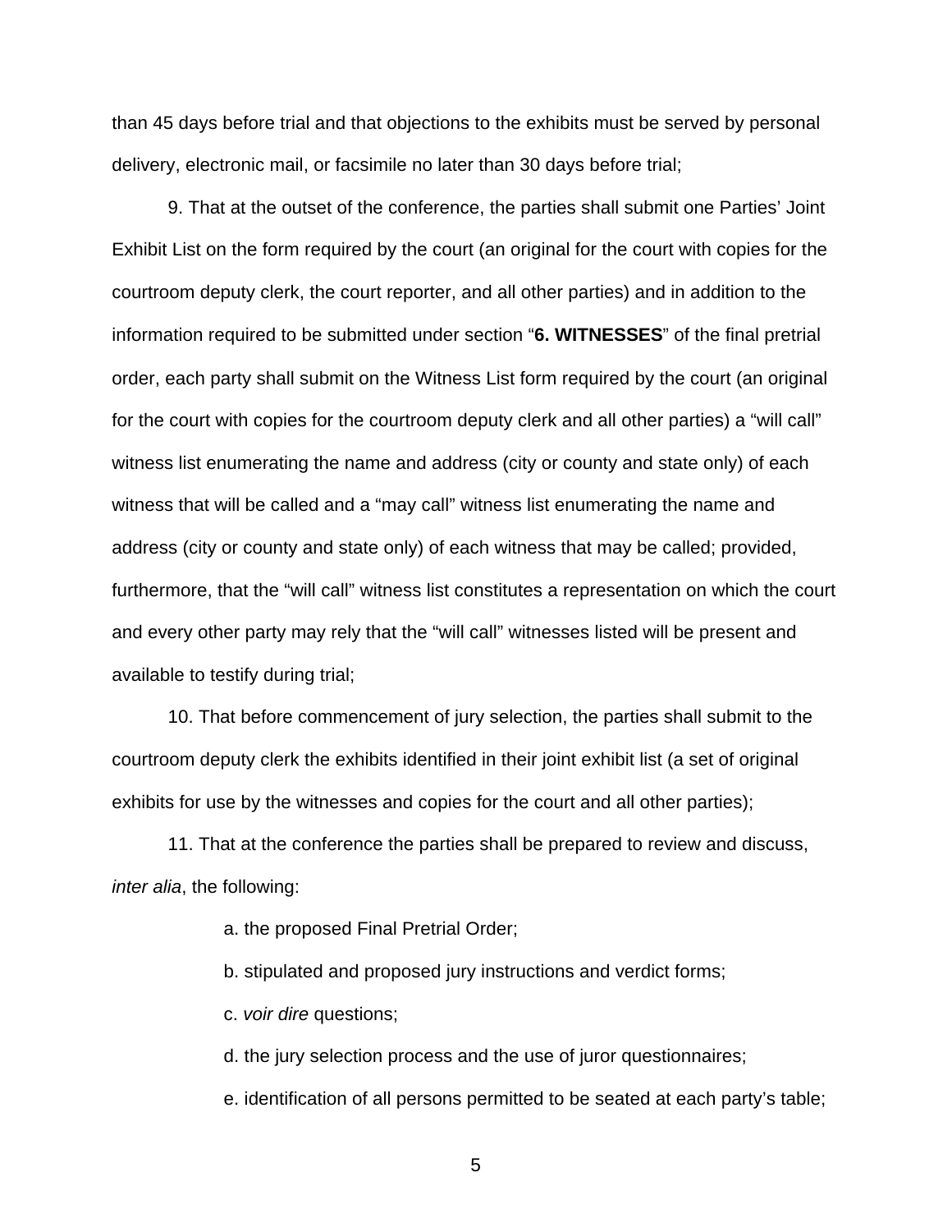than 45 days before trial and that objections to the exhibits must be served by personal delivery, electronic mail, or facsimile no later than 30 days before trial;

9. That at the outset of the conference, the parties shall submit one Parties' Joint Exhibit List on the form required by the court (an original for the court with copies for the courtroom deputy clerk, the court reporter, and all other parties) and in addition to the information required to be submitted under section "**6. WITNESSES**" of the final pretrial order, each party shall submit on the Witness List form required by the court (an original for the court with copies for the courtroom deputy clerk and all other parties) a "will call" witness list enumerating the name and address (city or county and state only) of each witness that will be called and a "may call" witness list enumerating the name and address (city or county and state only) of each witness that may be called; provided, furthermore, that the "will call" witness list constitutes a representation on which the court and every other party may rely that the "will call" witnesses listed will be present and available to testify during trial;

10. That before commencement of jury selection, the parties shall submit to the courtroom deputy clerk the exhibits identified in their joint exhibit list (a set of original exhibits for use by the witnesses and copies for the court and all other parties);

11. That at the conference the parties shall be prepared to review and discuss, *inter alia*, the following:

a. the proposed Final Pretrial Order;

b. stipulated and proposed jury instructions and verdict forms;

c. *voir dire* questions;

d. the jury selection process and the use of juror questionnaires;

e. identification of all persons permitted to be seated at each party's table;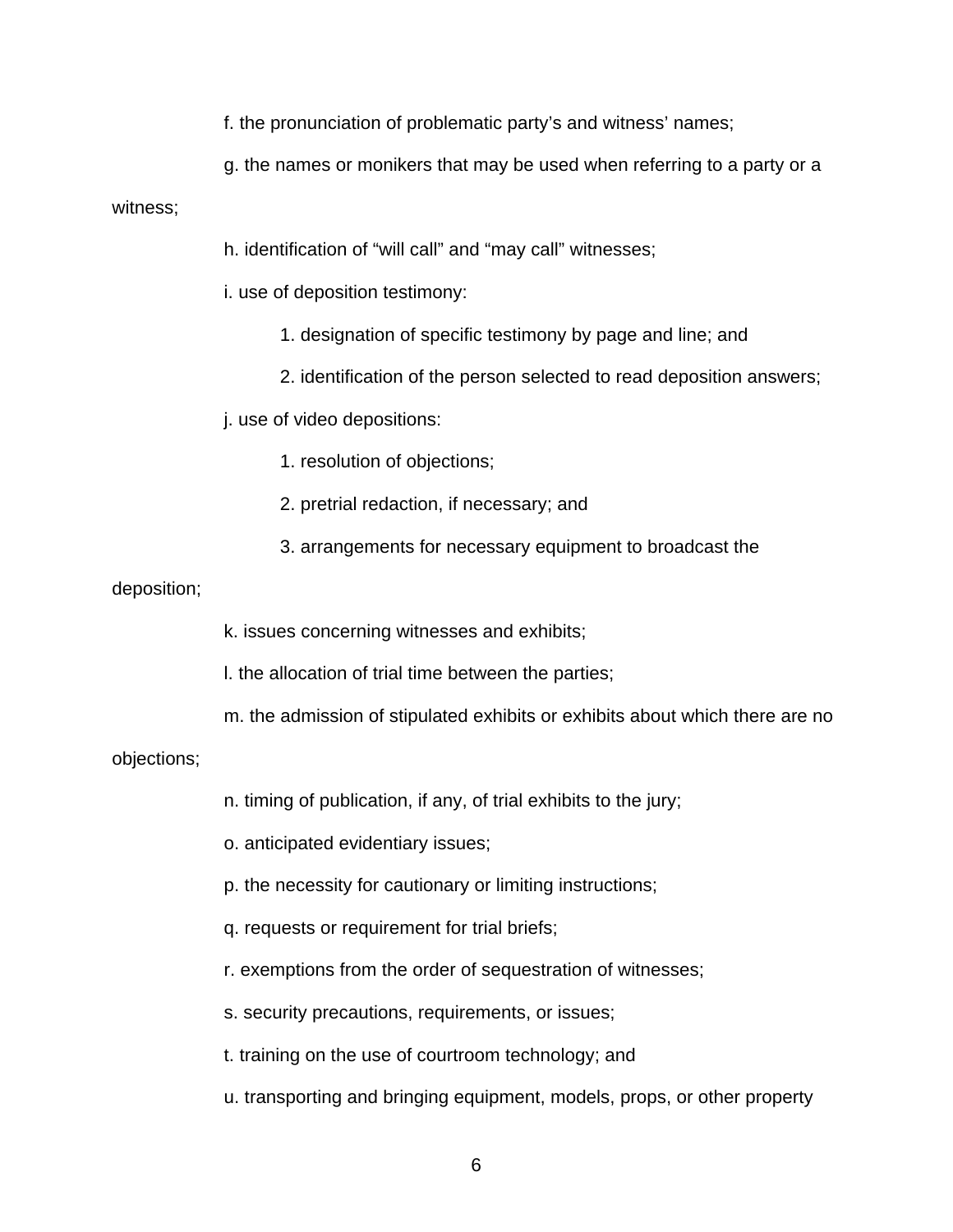f. the pronunciation of problematic party's and witness' names;

g. the names or monikers that may be used when referring to a party or a witness;

h. identification of "will call" and "may call" witnesses;

i. use of deposition testimony:

1. designation of specific testimony by page and line; and

2. identification of the person selected to read deposition answers;

j. use of video depositions:

1. resolution of objections;

2. pretrial redaction, if necessary; and

3. arrangements for necessary equipment to broadcast the deposition;

k. issues concerning witnesses and exhibits;

l. the allocation of trial time between the parties;

m. the admission of stipulated exhibits or exhibits about which there are no objections;

n. timing of publication, if any, of trial exhibits to the jury;

o. anticipated evidentiary issues;

p. the necessity for cautionary or limiting instructions;

q. requests or requirement for trial briefs;

r. exemptions from the order of sequestration of witnesses;

s. security precautions, requirements, or issues;

t. training on the use of courtroom technology; and

u. transporting and bringing equipment, models, props, or other property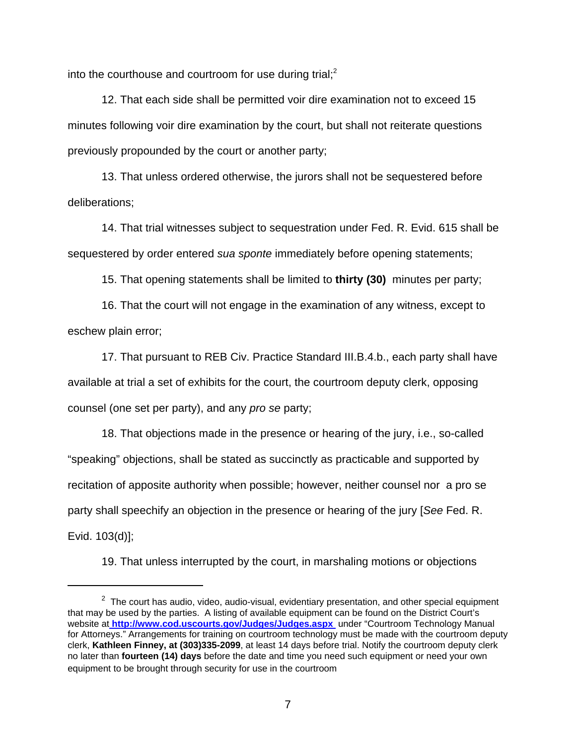into the courthouse and courtroom for use during trial;[2]

12. That each side shall be permitted voir dire examination not to exceed 15 minutes following voir dire examination by the court, but shall not reiterate questions previously propounded by the court or another party;

13. That unless ordered otherwise, the jurors shall not be sequestered before deliberations;

14. That trial witnesses subject to sequestration under Fed. R. Evid. 615 shall be sequestered by order entered *sua sponte* immediately before opening statements;

15. That opening statements shall be limited to **thirty (30)** minutes per party;

16. That the court will not engage in the examination of any witness, except to eschew plain error;

17. That pursuant to REB Civ. Practice Standard III.B.4.b., each party shall have available at trial a set of exhibits for the court, the courtroom deputy clerk, opposing counsel (one set per party), and any *pro se* party;

18. That objections made in the presence or hearing of the jury, i.e., so-called "speaking" objections, shall be stated as succinctly as practicable and supported by recitation of apposite authority when possible; however, neither counsel nor a pro se party shall speechify an objection in the presence or hearing of the jury [*See* Fed. R. Evid. 103(d)];

19. That unless interrupted by the court, in marshaling motions or objections

---

[2] The court has audio, video, audio-visual, evidentiary presentation, and other special equipment that may be used by the parties. A listing of available equipment can be found on the District Court's website at **http://www.cod.uscourts.gov/Judges/Judges.aspx** under "Courtroom Technology Manual for Attorneys." Arrangements for training on courtroom technology must be made with the courtroom deputy clerk, **Kathleen Finney, at (303)335-2099**, at least 14 days before trial. Notify the courtroom deputy clerk no later than **fourteen (14) days** before the date and time you need such equipment or need your own equipment to be brought through security for use in the courtroom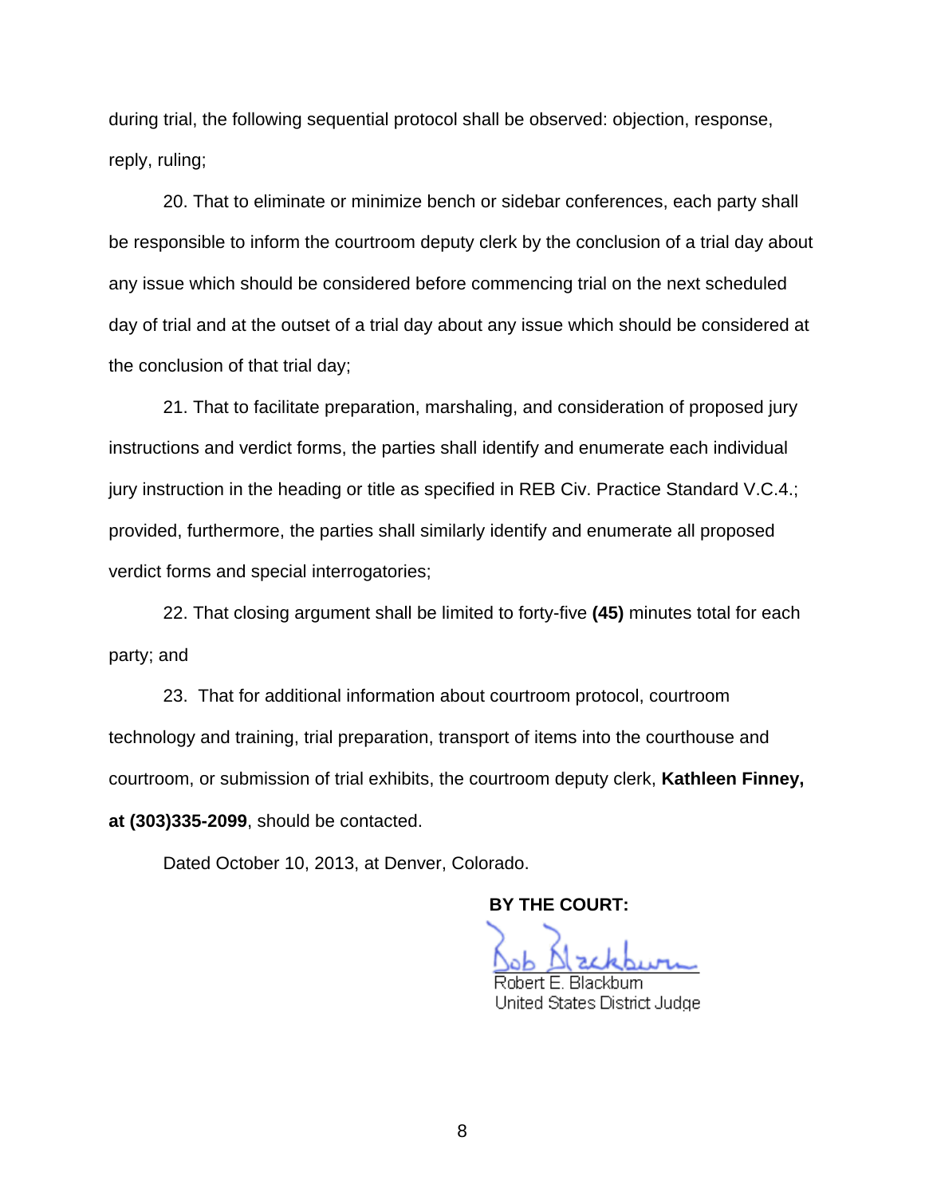during trial, the following sequential protocol shall be observed: objection, response, reply, ruling;

20. That to eliminate or minimize bench or sidebar conferences, each party shall be responsible to inform the courtroom deputy clerk by the conclusion of a trial day about any issue which should be considered before commencing trial on the next scheduled day of trial and at the outset of a trial day about any issue which should be considered at the conclusion of that trial day;

21. That to facilitate preparation, marshaling, and consideration of proposed jury instructions and verdict forms, the parties shall identify and enumerate each individual jury instruction in the heading or title as specified in REB Civ. Practice Standard V.C.4.; provided, furthermore, the parties shall similarly identify and enumerate all proposed verdict forms and special interrogatories;

22. That closing argument shall be limited to forty-five **(45)** minutes total for each party; and

23. That for additional information about courtroom protocol, courtroom technology and training, trial preparation, transport of items into the courthouse and courtroom, or submission of trial exhibits, the courtroom deputy clerk, **Kathleen Finney, at (303)335-2099**, should be contacted.

Dated October 10, 2013, at Denver, Colorado.

**BY THE COURT:**

Robert E. Blackburn
United States District Judge